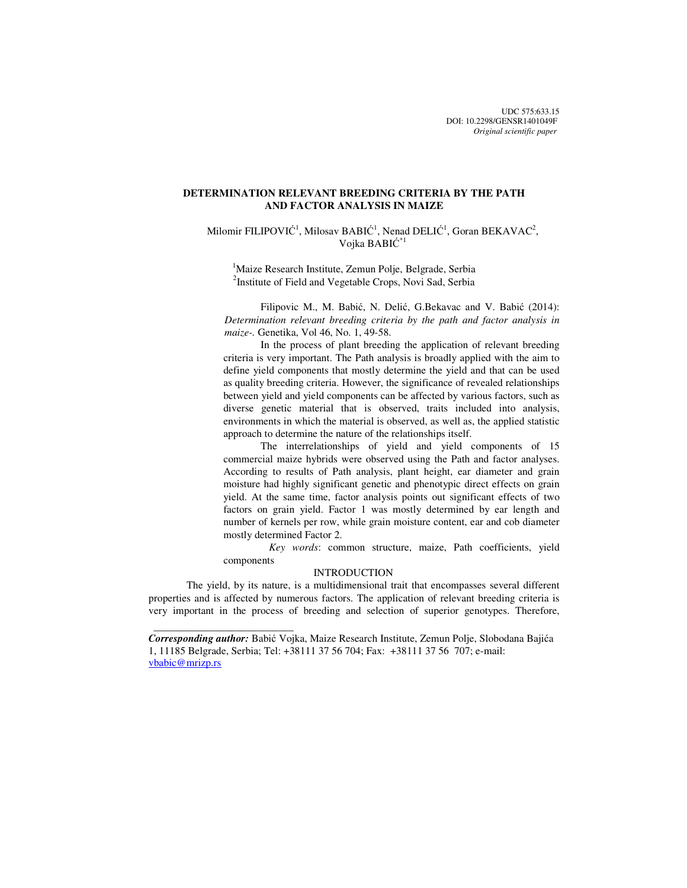UDC 575:633.15
DOI: 10.2298/GENSR1401049F
*Original scientific paper*

# DETERMINATION RELEVANT BREEDING CRITERIA BY THE PATH AND FACTOR ANALYSIS IN MAIZE

Milomir FILIPOVIĆ[1], Milosav BABIĆ[1], Nenad DELIĆ[1], Goran BEKAVAC[2], Vojka BABIĆ[*1]

[1]Maize Research Institute, Zemun Polje, Belgrade, Serbia
[2]Institute of Field and Vegetable Crops, Novi Sad, Serbia

Filipovic M., M. Babić, N. Delić, G.Bekavac and V. Babić (2014): *Determination relevant breeding criteria by the path and factor analysis in maize-*. Genetika, Vol 46, No. 1, 49-58.

In the process of plant breeding the application of relevant breeding criteria is very important. The Path analysis is broadly applied with the aim to define yield components that mostly determine the yield and that can be used as quality breeding criteria. However, the significance of revealed relationships between yield and yield components can be affected by various factors, such as diverse genetic material that is observed, traits included into analysis, environments in which the material is observed, as well as, the applied statistic approach to determine the nature of the relationships itself.

The interrelationships of yield and yield components of 15 commercial maize hybrids were observed using the Path and factor analyses. According to results of Path analysis, plant height, ear diameter and grain moisture had highly significant genetic and phenotypic direct effects on grain yield. At the same time, factor analysis points out significant effects of two factors on grain yield. Factor 1 was mostly determined by ear length and number of kernels per row, while grain moisture content, ear and cob diameter mostly determined Factor 2.

*Key words*: common structure, maize, Path coefficients, yield components

## INTRODUCTION

The yield, by its nature, is a multidimensional trait that encompasses several different properties and is affected by numerous factors. The application of relevant breeding criteria is very important in the process of breeding and selection of superior genotypes. Therefore,

---

***Corresponding author:*** Babić Vojka, Maize Research Institute, Zemun Polje, Slobodana Bajića 1, 11185 Belgrade, Serbia; Tel: +38111 37 56 704; Fax: +38111 37 56 707; e-mail: vbabic@mrizp.rs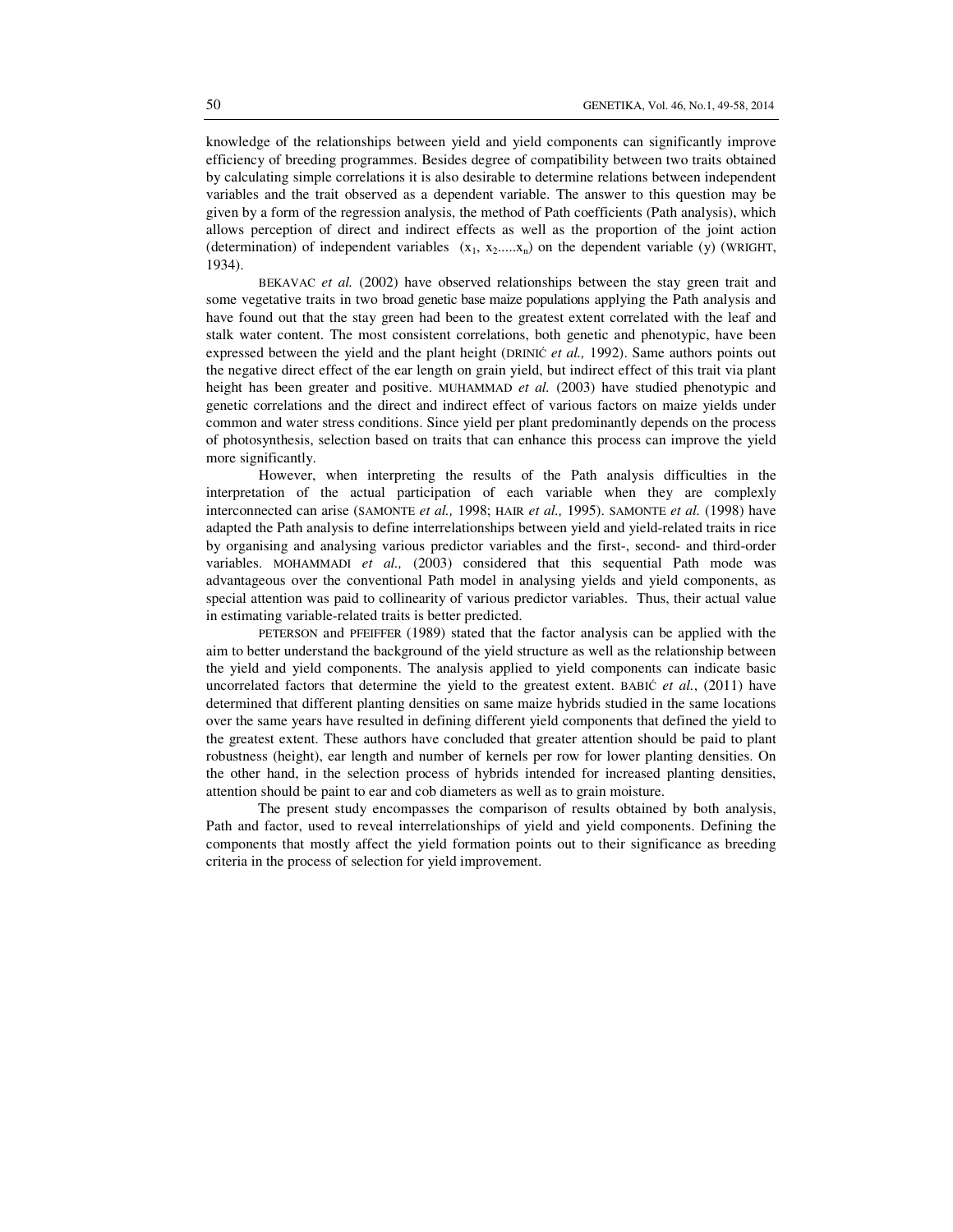knowledge of the relationships between yield and yield components can significantly improve efficiency of breeding programmes. Besides degree of compatibility between two traits obtained by calculating simple correlations it is also desirable to determine relations between independent variables and the trait observed as a dependent variable. The answer to this question may be given by a form of the regression analysis, the method of Path coefficients (Path analysis), which allows perception of direct and indirect effects as well as the proportion of the joint action (determination) of independent variables ($x_1$, $x_2$.....$x_n$) on the dependent variable (y) (WRIGHT, 1934).

BEKAVAC *et al.* (2002) have observed relationships between the stay green trait and some vegetative traits in two broad genetic base maize populations applying the Path analysis and have found out that the stay green had been to the greatest extent correlated with the leaf and stalk water content. The most consistent correlations, both genetic and phenotypic, have been expressed between the yield and the plant height (DRINIĆ *et al.,* 1992). Same authors points out the negative direct effect of the ear length on grain yield, but indirect effect of this trait via plant height has been greater and positive. MUHAMMAD *et al.* (2003) have studied phenotypic and genetic correlations and the direct and indirect effect of various factors on maize yields under common and water stress conditions. Since yield per plant predominantly depends on the process of photosynthesis, selection based on traits that can enhance this process can improve the yield more significantly.

However, when interpreting the results of the Path analysis difficulties in the interpretation of the actual participation of each variable when they are complexly interconnected can arise (SAMONTE *et al.,* 1998; HAIR *et al.,* 1995). SAMONTE *et al.* (1998) have adapted the Path analysis to define interrelationships between yield and yield-related traits in rice by organising and analysing various predictor variables and the first-, second- and third-order variables. MOHAMMADI *et al.,* (2003) considered that this sequential Path mode was advantageous over the conventional Path model in analysing yields and yield components, as special attention was paid to collinearity of various predictor variables. Thus, their actual value in estimating variable-related traits is better predicted.

PETERSON and PFEIFFER (1989) stated that the factor analysis can be applied with the aim to better understand the background of the yield structure as well as the relationship between the yield and yield components. The analysis applied to yield components can indicate basic uncorrelated factors that determine the yield to the greatest extent. BABIĆ *et al.*, (2011) have determined that different planting densities on same maize hybrids studied in the same locations over the same years have resulted in defining different yield components that defined the yield to the greatest extent. These authors have concluded that greater attention should be paid to plant robustness (height), ear length and number of kernels per row for lower planting densities. On the other hand, in the selection process of hybrids intended for increased planting densities, attention should be paint to ear and cob diameters as well as to grain moisture.

The present study encompasses the comparison of results obtained by both analysis, Path and factor, used to reveal interrelationships of yield and yield components. Defining the components that mostly affect the yield formation points out to their significance as breeding criteria in the process of selection for yield improvement.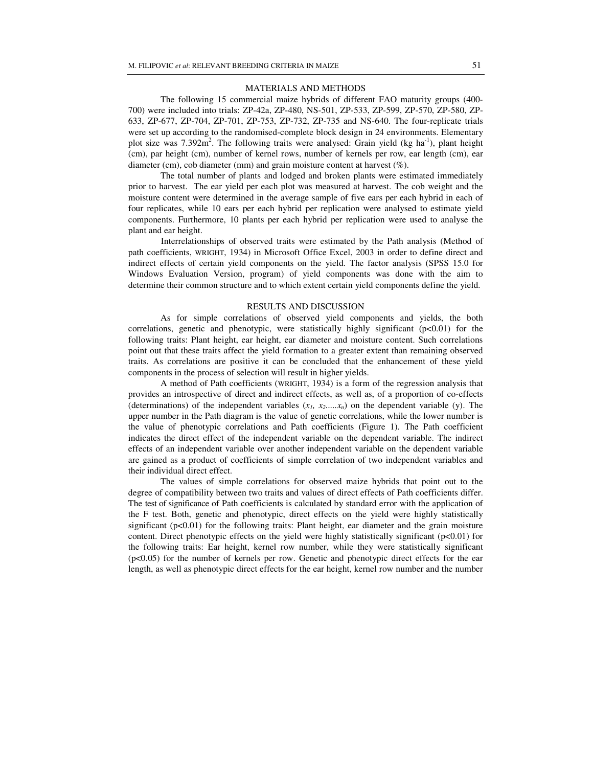## MATERIALS AND METHODS

The following 15 commercial maize hybrids of different FAO maturity groups (400-700) were included into trials: ZP-42a, ZP-480, NS-501, ZP-533, ZP-599, ZP-570, ZP-580, ZP-633, ZP-677, ZP-704, ZP-701, ZP-753, ZP-732, ZP-735 and NS-640. The four-replicate trials were set up according to the randomised-complete block design in 24 environments. Elementary plot size was 7.392m$^2$. The following traits were analysed: Grain yield (kg ha$^{-1}$), plant height (cm), par height (cm), number of kernel rows, number of kernels per row, ear length (cm), ear diameter (cm), cob diameter (mm) and grain moisture content at harvest (%).

The total number of plants and lodged and broken plants were estimated immediately prior to harvest. The ear yield per each plot was measured at harvest. The cob weight and the moisture content were determined in the average sample of five ears per each hybrid in each of four replicates, while 10 ears per each hybrid per replication were analysed to estimate yield components. Furthermore, 10 plants per each hybrid per replication were used to analyse the plant and ear height.

Interrelationships of observed traits were estimated by the Path analysis (Method of path coefficients, WRIGHT, 1934) in Microsoft Office Excel, 2003 in order to define direct and indirect effects of certain yield components on the yield. The factor analysis (SPSS 15.0 for Windows Evaluation Version, program) of yield components was done with the aim to determine their common structure and to which extent certain yield components define the yield.

## RESULTS AND DISCUSSION

As for simple correlations of observed yield components and yields, the both correlations, genetic and phenotypic, were statistically highly significant ($p<0.01$) for the following traits: Plant height, ear height, ear diameter and moisture content. Such correlations point out that these traits affect the yield formation to a greater extent than remaining observed traits. As correlations are positive it can be concluded that the enhancement of these yield components in the process of selection will result in higher yields.

A method of Path coefficients (WRIGHT, 1934) is a form of the regression analysis that provides an introspective of direct and indirect effects, as well as, of a proportion of co-effects (determinations) of the independent variables ($x_1$, $x_2$.....$x_n$) on the dependent variable (y). The upper number in the Path diagram is the value of genetic correlations, while the lower number is the value of phenotypic correlations and Path coefficients (Figure 1). The Path coefficient indicates the direct effect of the independent variable on the dependent variable. The indirect effects of an independent variable over another independent variable on the dependent variable are gained as a product of coefficients of simple correlation of two independent variables and their individual direct effect.

The values of simple correlations for observed maize hybrids that point out to the degree of compatibility between two traits and values of direct effects of Path coefficients differ. The test of significance of Path coefficients is calculated by standard error with the application of the F test. Both, genetic and phenotypic, direct effects on the yield were highly statistically significant ($p<0.01$) for the following traits: Plant height, ear diameter and the grain moisture content. Direct phenotypic effects on the yield were highly statistically significant ($p<0.01$) for the following traits: Ear height, kernel row number, while they were statistically significant ($p<0.05$) for the number of kernels per row. Genetic and phenotypic direct effects for the ear length, as well as phenotypic direct effects for the ear height, kernel row number and the number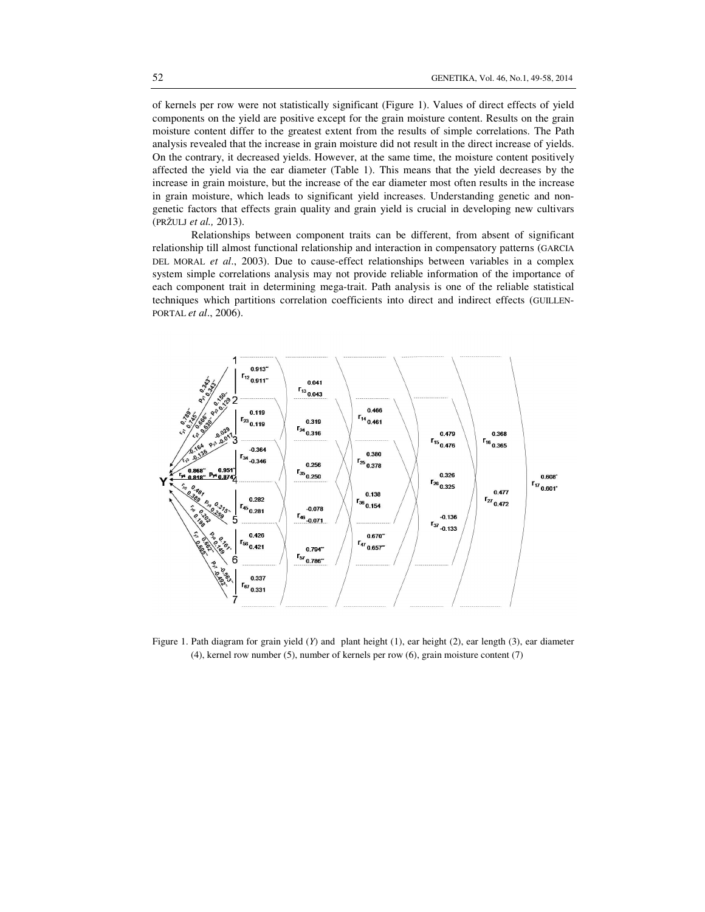of kernels per row were not statistically significant (Figure 1). Values of direct effects of yield components on the yield are positive except for the grain moisture content. Results on the grain moisture content differ to the greatest extent from the results of simple correlations. The Path analysis revealed that the increase in grain moisture did not result in the direct increase of yields. On the contrary, it decreased yields. However, at the same time, the moisture content positively affected the yield via the ear diameter (Table 1). This means that the yield decreases by the increase in grain moisture, but the increase of the ear diameter most often results in the increase in grain moisture, which leads to significant yield increases. Understanding genetic and non-genetic factors that effects grain quality and grain yield is crucial in developing new cultivars (PRŽULJ *et al.,* 2013).

Relationships between component traits can be different, from absent of significant relationship till almost functional relationship and interaction in compensatory patterns (GARCIA DEL MORAL *et al*., 2003). Due to cause-effect relationships between variables in a complex system simple correlations analysis may not provide reliable information of the importance of each component trait in determining mega-trait. Path analysis is one of the reliable statistical techniques which partitions correlation coefficients into direct and indirect effects (GUILLEN-PORTAL *et al*., 2006).

Figure 1. Path diagram for grain yield (*Y*) and plant height (1), ear height (2), ear length (3), ear diameter (4), kernel row number (5), number of kernels per row (6), grain moisture content (7)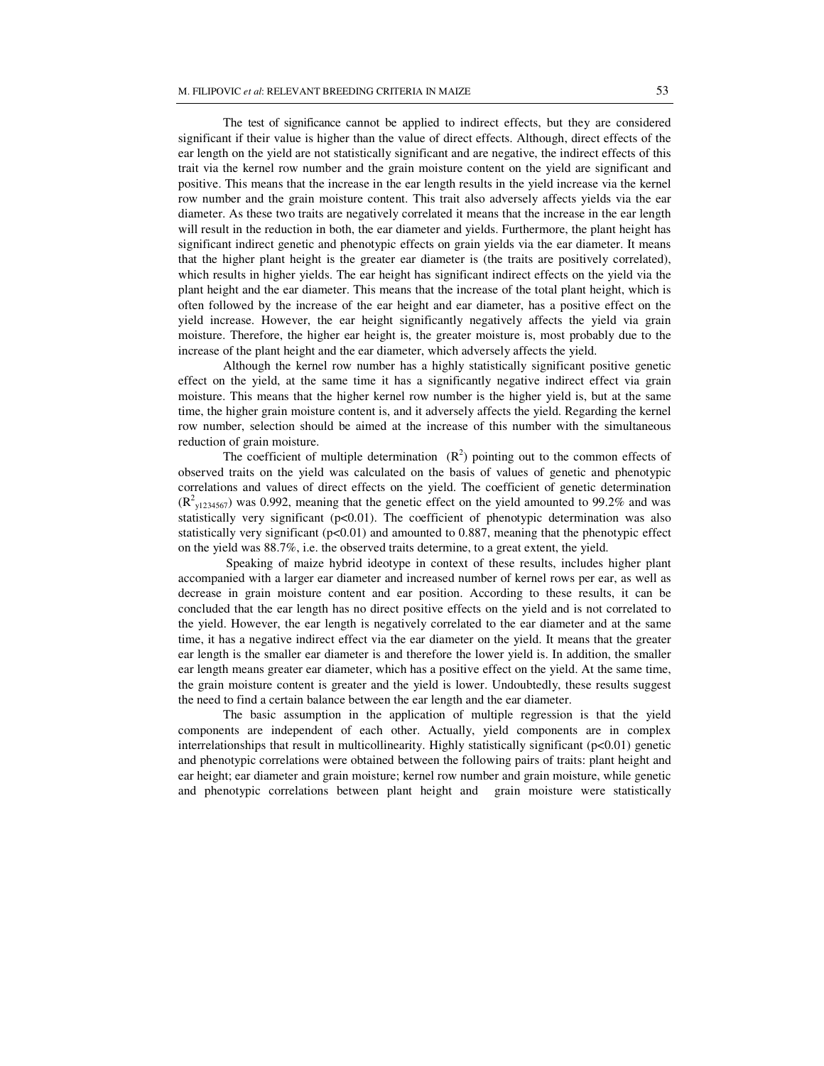The test of significance cannot be applied to indirect effects, but they are considered significant if their value is higher than the value of direct effects. Although, direct effects of the ear length on the yield are not statistically significant and are negative, the indirect effects of this trait via the kernel row number and the grain moisture content on the yield are significant and positive. This means that the increase in the ear length results in the yield increase via the kernel row number and the grain moisture content. This trait also adversely affects yields via the ear diameter. As these two traits are negatively correlated it means that the increase in the ear length will result in the reduction in both, the ear diameter and yields. Furthermore, the plant height has significant indirect genetic and phenotypic effects on grain yields via the ear diameter. It means that the higher plant height is the greater ear diameter is (the traits are positively correlated), which results in higher yields. The ear height has significant indirect effects on the yield via the plant height and the ear diameter. This means that the increase of the total plant height, which is often followed by the increase of the ear height and ear diameter, has a positive effect on the yield increase. However, the ear height significantly negatively affects the yield via grain moisture. Therefore, the higher ear height is, the greater moisture is, most probably due to the increase of the plant height and the ear diameter, which adversely affects the yield.

Although the kernel row number has a highly statistically significant positive genetic effect on the yield, at the same time it has a significantly negative indirect effect via grain moisture. This means that the higher kernel row number is the higher yield is, but at the same time, the higher grain moisture content is, and it adversely affects the yield. Regarding the kernel row number, selection should be aimed at the increase of this number with the simultaneous reduction of grain moisture.

The coefficient of multiple determination ($R^2$) pointing out to the common effects of observed traits on the yield was calculated on the basis of values of genetic and phenotypic correlations and values of direct effects on the yield. The coefficient of genetic determination ($R^2_{y1234567}$) was 0.992, meaning that the genetic effect on the yield amounted to 99.2% and was statistically very significant ($p<0.01$). The coefficient of phenotypic determination was also statistically very significant ($p<0.01$) and amounted to 0.887, meaning that the phenotypic effect on the yield was 88.7%, i.e. the observed traits determine, to a great extent, the yield.

Speaking of maize hybrid ideotype in context of these results, includes higher plant accompanied with a larger ear diameter and increased number of kernel rows per ear, as well as decrease in grain moisture content and ear position. According to these results, it can be concluded that the ear length has no direct positive effects on the yield and is not correlated to the yield. However, the ear length is negatively correlated to the ear diameter and at the same time, it has a negative indirect effect via the ear diameter on the yield. It means that the greater ear length is the smaller ear diameter is and therefore the lower yield is. In addition, the smaller ear length means greater ear diameter, which has a positive effect on the yield. At the same time, the grain moisture content is greater and the yield is lower. Undoubtedly, these results suggest the need to find a certain balance between the ear length and the ear diameter.

The basic assumption in the application of multiple regression is that the yield components are independent of each other. Actually, yield components are in complex interrelationships that result in multicollinearity. Highly statistically significant ($p<0.01$) genetic and phenotypic correlations were obtained between the following pairs of traits: plant height and ear height; ear diameter and grain moisture; kernel row number and grain moisture, while genetic and phenotypic correlations between plant height and grain moisture were statistically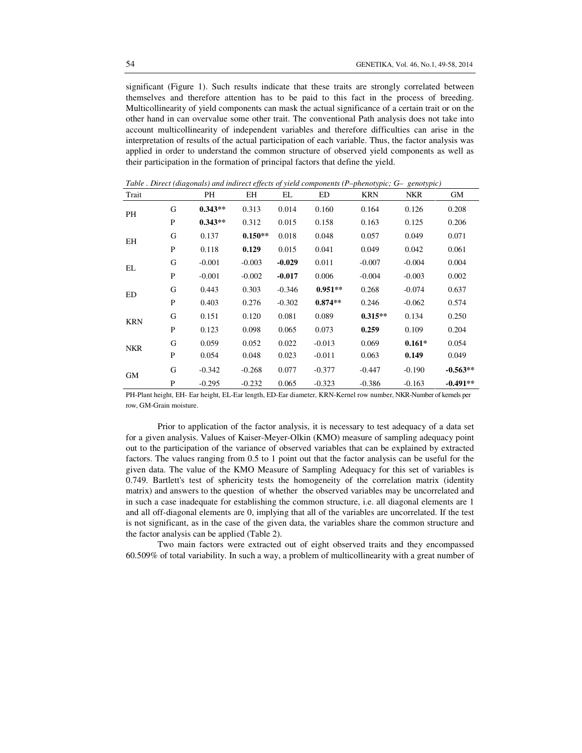significant (Figure 1). Such results indicate that these traits are strongly correlated between themselves and therefore attention has to be paid to this fact in the process of breeding. Multicollinearity of yield components can mask the actual significance of a certain trait or on the other hand in can overvalue some other trait. The conventional Path analysis does not take into account multicollinearity of independent variables and therefore difficulties can arise in the interpretation of results of the actual participation of each variable. Thus, the factor analysis was applied in order to understand the common structure of observed yield components as well as their participation in the formation of principal factors that define the yield.

*Table . Direct (diagonals) and indirect effects of yield components (P–phenotypic; G– genotypic)*

| Trait | | PH | EH | EL | ED | KRN | NKR | GM |
|---|---|---|---|---|---|---|---|---|
| PH | G | **0.343**** | 0.313 | 0.014 | 0.160 | 0.164 | 0.126 | 0.208 |
| | P | **0.343**** | 0.312 | 0.015 | 0.158 | 0.163 | 0.125 | 0.206 |
| EH | G | 0.137 | **0.150**** | 0.018 | 0.048 | 0.057 | 0.049 | 0.071 |
| | P | 0.118 | **0.129** | 0.015 | 0.041 | 0.049 | 0.042 | 0.061 |
| EL | G | -0.001 | -0.003 | **-0.029** | 0.011 | -0.007 | -0.004 | 0.004 |
| | P | -0.001 | -0.002 | **-0.017** | 0.006 | -0.004 | -0.003 | 0.002 |
| ED | G | 0.443 | 0.303 | -0.346 | **0.951**** | 0.268 | -0.074 | 0.637 |
| | P | 0.403 | 0.276 | -0.302 | **0.874**** | 0.246 | -0.062 | 0.574 |
| KRN | G | 0.151 | 0.120 | 0.081 | 0.089 | **0.315**** | 0.134 | 0.250 |
| | P | 0.123 | 0.098 | 0.065 | 0.073 | **0.259** | 0.109 | 0.204 |
| NKR | G | 0.059 | 0.052 | 0.022 | -0.013 | 0.069 | **0.161*** | 0.054 |
| | P | 0.054 | 0.048 | 0.023 | -0.011 | 0.063 | **0.149** | 0.049 |
| GM | G | -0.342 | -0.268 | 0.077 | -0.377 | -0.447 | -0.190 | **-0.563**** |
| | P | -0.295 | -0.232 | 0.065 | -0.323 | -0.386 | -0.163 | **-0.491**** |

PH-Plant height, EH- Ear height, EL-Ear length, ED-Ear diameter, KRN-Kernel row number, NKR-Number of kernels per row, GM-Grain moisture.

Prior to application of the factor analysis, it is necessary to test adequacy of a data set for a given analysis. Values of Kaiser-Meyer-Olkin (KMO) measure of sampling adequacy point out to the participation of the variance of observed variables that can be explained by extracted factors. The values ranging from 0.5 to 1 point out that the factor analysis can be useful for the given data. The value of the KMO Measure of Sampling Adequacy for this set of variables is 0.749. Bartlett's test of sphericity tests the homogeneity of the correlation matrix (identity matrix) and answers to the question of whether the observed variables may be uncorrelated and in such a case inadequate for establishing the common structure, i.e. all diagonal elements are 1 and all off-diagonal elements are 0, implying that all of the variables are uncorrelated. If the test is not significant, as in the case of the given data, the variables share the common structure and the factor analysis can be applied (Table 2).

Two main factors were extracted out of eight observed traits and they encompassed 60.509% of total variability. In such a way, a problem of multicollinearity with a great number of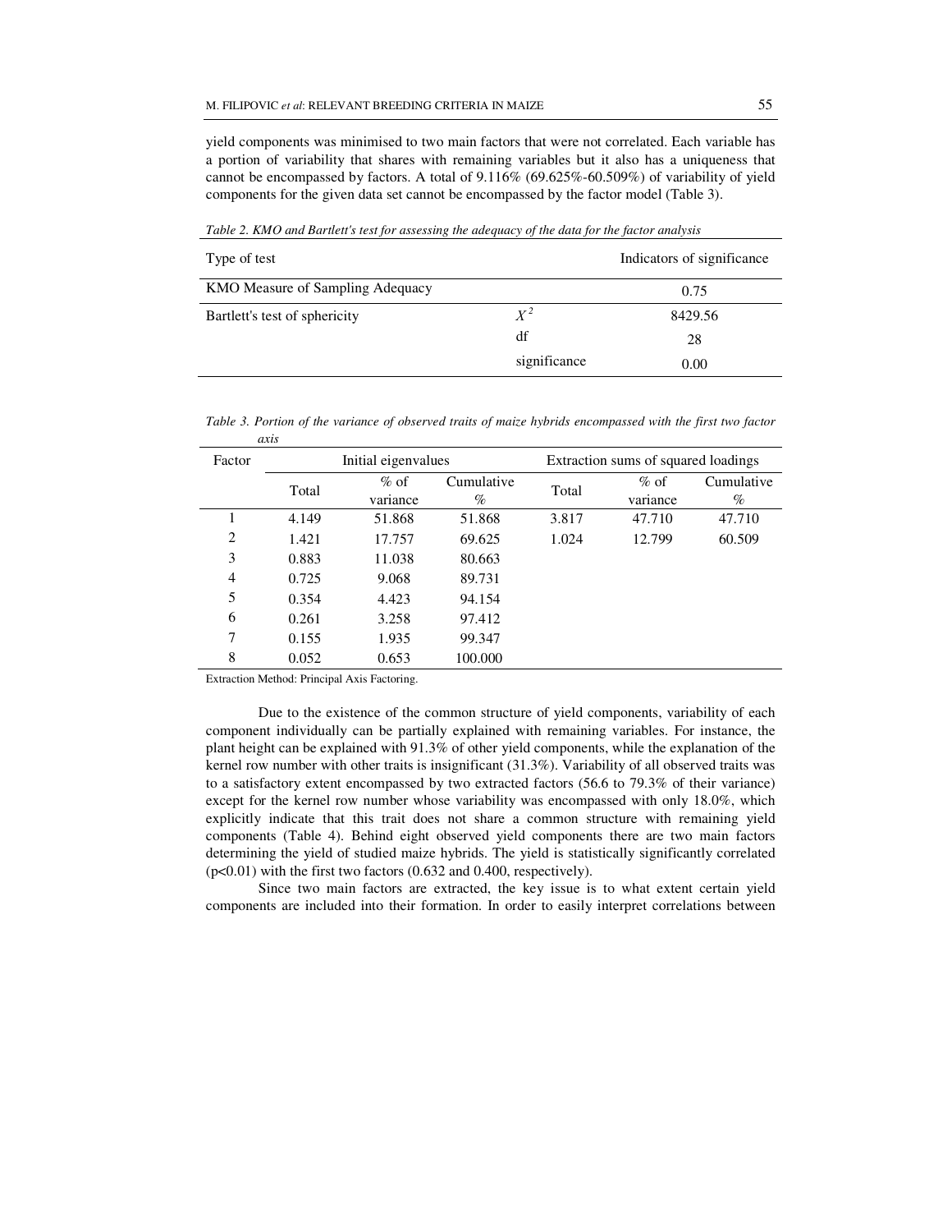yield components was minimised to two main factors that were not correlated. Each variable has a portion of variability that shares with remaining variables but it also has a uniqueness that cannot be encompassed by factors. A total of 9.116% (69.625%-60.509%) of variability of yield components for the given data set cannot be encompassed by the factor model (Table 3).

*Table 2. KMO and Bartlett's test for assessing the adequacy of the data for the factor analysis*

| Type of test | | Indicators of significance |
|---|---|---|
| KMO Measure of Sampling Adequacy | | 0.75 |
| Bartlett's test of sphericity | $X^2$ | 8429.56 |
| | df | 28 |
| | significance | 0.00 |

*Table 3. Portion of the variance of observed traits of maize hybrids encompassed with the first two factor axis*

| Factor | Initial eigenvalues | | | Extraction sums of squared loadings | | |
|---|---|---|---|---|---|---|
| | Total | % of variance | Cumulative % | Total | % of variance | Cumulative % |
| 1 | 4.149 | 51.868 | 51.868 | 3.817 | 47.710 | 47.710 |
| 2 | 1.421 | 17.757 | 69.625 | 1.024 | 12.799 | 60.509 |
| 3 | 0.883 | 11.038 | 80.663 | | | |
| 4 | 0.725 | 9.068 | 89.731 | | | |
| 5 | 0.354 | 4.423 | 94.154 | | | |
| 6 | 0.261 | 3.258 | 97.412 | | | |
| 7 | 0.155 | 1.935 | 99.347 | | | |
| 8 | 0.052 | 0.653 | 100.000 | | | |

Extraction Method: Principal Axis Factoring.

Due to the existence of the common structure of yield components, variability of each component individually can be partially explained with remaining variables. For instance, the plant height can be explained with 91.3% of other yield components, while the explanation of the kernel row number with other traits is insignificant (31.3%). Variability of all observed traits was to a satisfactory extent encompassed by two extracted factors (56.6 to 79.3% of their variance) except for the kernel row number whose variability was encompassed with only 18.0%, which explicitly indicate that this trait does not share a common structure with remaining yield components (Table 4). Behind eight observed yield components there are two main factors determining the yield of studied maize hybrids. The yield is statistically significantly correlated ($p<0.01$) with the first two factors (0.632 and 0.400, respectively).

Since two main factors are extracted, the key issue is to what extent certain yield components are included into their formation. In order to easily interpret correlations between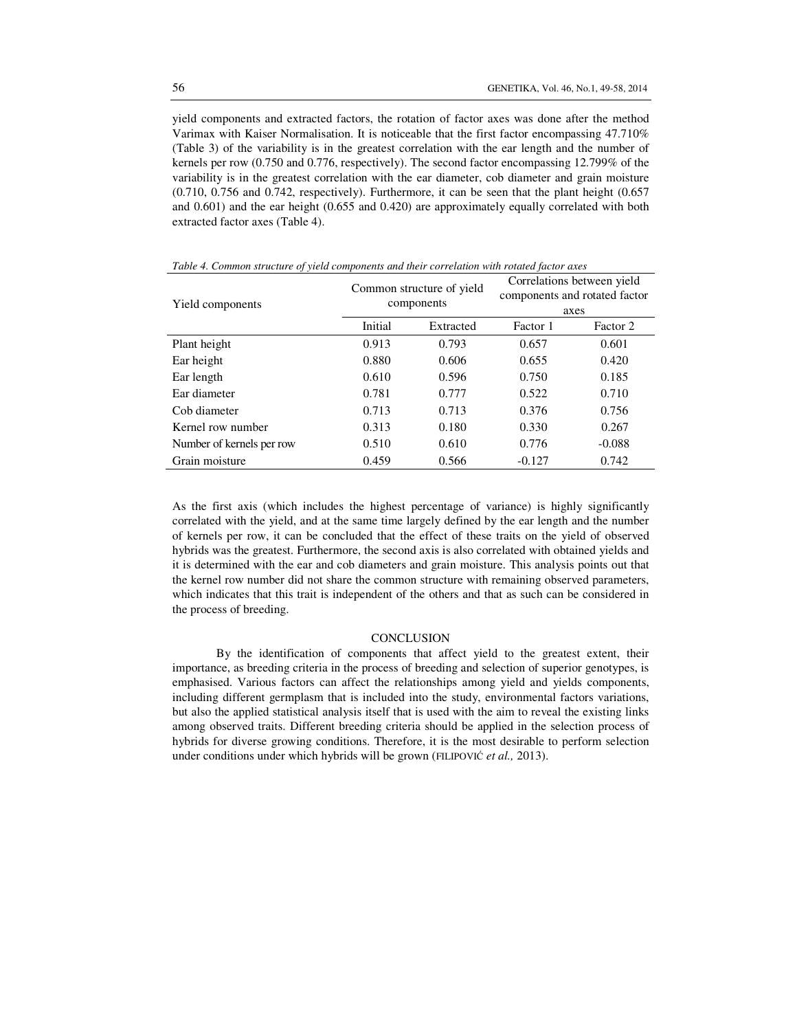yield components and extracted factors, the rotation of factor axes was done after the method Varimax with Kaiser Normalisation. It is noticeable that the first factor encompassing 47.710% (Table 3) of the variability is in the greatest correlation with the ear length and the number of kernels per row (0.750 and 0.776, respectively). The second factor encompassing 12.799% of the variability is in the greatest correlation with the ear diameter, cob diameter and grain moisture (0.710, 0.756 and 0.742, respectively). Furthermore, it can be seen that the plant height (0.657 and 0.601) and the ear height (0.655 and 0.420) are approximately equally correlated with both extracted factor axes (Table 4).

*Table 4. Common structure of yield components and their correlation with rotated factor axes*

| Yield components | Common structure of yield components | | Correlations between yield components and rotated factor axes | |
|---|---|---|---|---|
| | Initial | Extracted | Factor 1 | Factor 2 |
| Plant height | 0.913 | 0.793 | 0.657 | 0.601 |
| Ear height | 0.880 | 0.606 | 0.655 | 0.420 |
| Ear length | 0.610 | 0.596 | 0.750 | 0.185 |
| Ear diameter | 0.781 | 0.777 | 0.522 | 0.710 |
| Cob diameter | 0.713 | 0.713 | 0.376 | 0.756 |
| Kernel row number | 0.313 | 0.180 | 0.330 | 0.267 |
| Number of kernels per row | 0.510 | 0.610 | 0.776 | -0.088 |
| Grain moisture | 0.459 | 0.566 | -0.127 | 0.742 |

As the first axis (which includes the highest percentage of variance) is highly significantly correlated with the yield, and at the same time largely defined by the ear length and the number of kernels per row, it can be concluded that the effect of these traits on the yield of observed hybrids was the greatest. Furthermore, the second axis is also correlated with obtained yields and it is determined with the ear and cob diameters and grain moisture. This analysis points out that the kernel row number did not share the common structure with remaining observed parameters, which indicates that this trait is independent of the others and that as such can be considered in the process of breeding.

## CONCLUSION

By the identification of components that affect yield to the greatest extent, their importance, as breeding criteria in the process of breeding and selection of superior genotypes, is emphasised. Various factors can affect the relationships among yield and yields components, including different germplasm that is included into the study, environmental factors variations, but also the applied statistical analysis itself that is used with the aim to reveal the existing links among observed traits. Different breeding criteria should be applied in the selection process of hybrids for diverse growing conditions. Therefore, it is the most desirable to perform selection under conditions under which hybrids will be grown (FILIPOVIĆ *et al.,* 2013).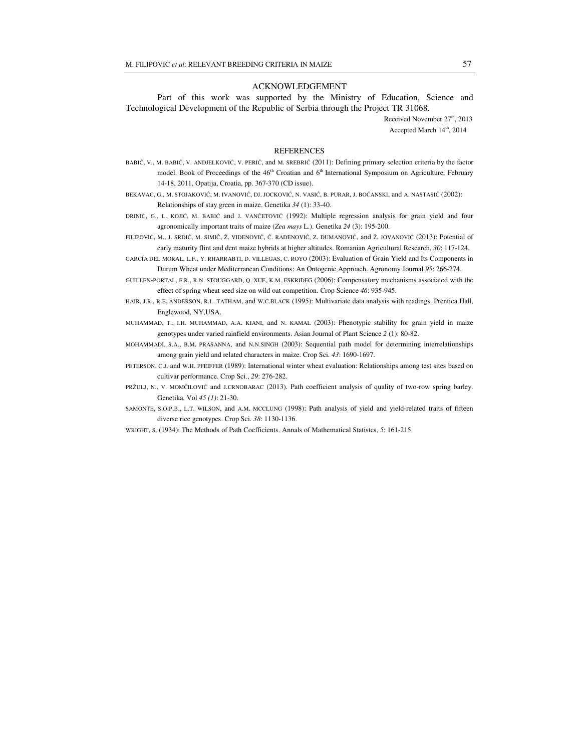## ACKNOWLEDGEMENT

Part of this work was supported by the Ministry of Education, Science and Technological Development of the Republic of Serbia through the Project TR 31068.

Received November 27th, 2013
Accepted March 14th, 2014

## REFERENCES

BABIĆ, V., M. BABIĆ, V. ANDJELKOVIĆ, V. PERIĆ, and M. SREBRIĆ (2011): Defining primary selection criteria by the factor model. Book of Proceedings of the 46th Croatian and 6th International Symposium on Agriculture, February 14-18, 2011, Opatija, Croatia, pp. 367-370 (CD issue).

BEKAVAC, G., M. STOJAKOVIĆ, M. IVANOVIĆ, DJ. JOCKOVIĆ, N. VASIĆ, B. PURAR, J. BOĆANSKI, and A. NASTASIĆ (2002): Relationships of stay green in maize. Genetika *34* (1): 33-40.

DRINIĆ, G., L. KOJIĆ, M. BABIĆ and J. VANČETOVIĆ (1992): Multiple regression analysis for grain yield and four agronomically important traits of maize (*Zea mays* L.). Genetika *24* (3): 195-200.

FILIPOVIĆ, M., J. SRDIĆ, M. SIMIĆ, Ž. VIDENOVIĆ, Č. RADENOVIĆ, Z. DUMANOVIĆ, and Ž. JOVANOVIĆ (2013): Potential of early maturity flint and dent maize hybrids at higher altitudes. Romanian Agricultural Research, *30*: 117-124.

GARCÍA DEL MORAL, L.F., Y. RHARRABTI, D. VILLEGAS, C. ROYO (2003): Evaluation of Grain Yield and Its Components in Durum Wheat under Mediterranean Conditions: An Ontogenic Approach. Agronomy Journal *95*: 266-274.

GUILLEN-PORTAL, F.R., R.N. STOUGGARD, Q. XUE, K.M. ESKRIDEG (2006): Compensatory mechanisms associated with the effect of spring wheat seed size on wild oat competition. Crop Science *46*: 935-945.

HAIR, J.R., R.E. ANDERSON, R.L. TATHAM, and W.C.BLACK (1995): Multivariate data analysis with readings. Prentica Hall, Englewood, NY,USA.

MUHAMMAD, T., I.H. MUHAMMAD, A.A. KIANI, and N. KAMAL (2003): Phenotypic stability for grain yield in maize genotypes under varied rainfield environments. Asian Journal of Plant Science *2* (1): 80-82.

MOHAMMADI, S.A., B.M. PRASANNA, and N.N.SINGH (2003): Sequential path model for determining interrelationships among grain yield and related characters in maize. Crop Sci. *43*: 1690-1697.

PETERSON, C.J. and W.H. PFEIFFER (1989): International winter wheat evaluation: Relationships among test sites based on cultivar performance. Crop Sci., *29*: 276-282.

PRŽULJ, N., V. MOMČILOVIĆ and J.CRNOBARAC (2013). Path coefficient analysis of quality of two-row spring barley. Genetika, Vol *45 (1)*: 21-30.

SAMONTE, S.O.P.B., L.T. WILSON, and A.M. MCCLUNG (1998): Path analysis of yield and yield-related traits of fifteen diverse rice genotypes. Crop Sci. *38*: 1130-1136.

WRIGHT, S. (1934): The Methods of Path Coefficients. Annals of Mathematical Statistcs, *5*: 161-215.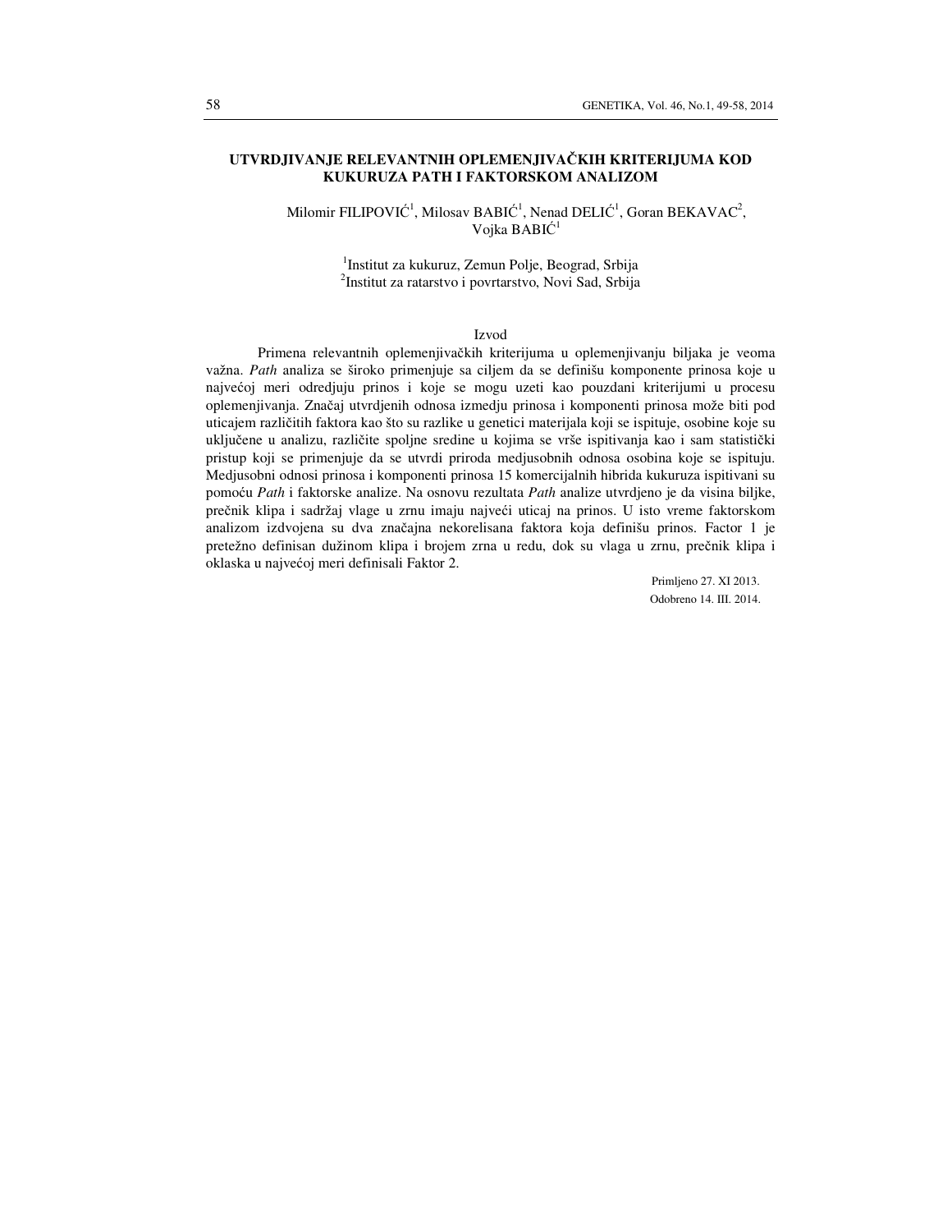# UTVRDJIVANJE RELEVANTNIH OPLEMENJIVAČKIH KRITERIJUMA KOD KUKURUZA PATH I FAKTORSKOM ANALIZOM

Milomir FILIPOVIĆ[1], Milosav BABIĆ[1], Nenad DELIĆ[1], Goran BEKAVAC[2], Vojka BABIĆ[1]

[1]Institut za kukuruz, Zemun Polje, Beograd, Srbija
[2]Institut za ratarstvo i povrtarstvo, Novi Sad, Srbija

## Izvod

Primena relevantnih oplemenjivačkih kriterijuma u oplemenjivanju biljaka je veoma važna. *Path* analiza se široko primenjuje sa ciljem da se definišu komponente prinosa koje u najvećoj meri odredjuju prinos i koje se mogu uzeti kao pouzdani kriterijumi u procesu oplemenjivanja. Značaj utvrdjenih odnosa izmedju prinosa i komponenti prinosa može biti pod uticajem različitih faktora kao što su razlike u genetici materijala koji se ispituje, osobine koje su uključene u analizu, različite spoljne sredine u kojima se vrše ispitivanja kao i sam statistički pristup koji se primenjuje da se utvrdi priroda medjusobnih odnosa osobina koje se ispituju. Medjusobni odnosi prinosa i komponenti prinosa 15 komercijalnih hibrida kukuruza ispitivani su pomoću *Path* i faktorske analize. Na osnovu rezultata *Path* analize utvrdjeno je da visina biljke, prečnik klipa i sadržaj vlage u zrnu imaju najveći uticaj na prinos. U isto vreme faktorskom analizom izdvojena su dva značajna nekorelisana faktora koja definišu prinos. Factor 1 je pretežno definisan dužinom klipa i brojem zrna u redu, dok su vlaga u zrnu, prečnik klipa i oklaska u najvećoj meri definisali Faktor 2.

Primljeno 27. XI 2013.
Odobreno 14. III. 2014.